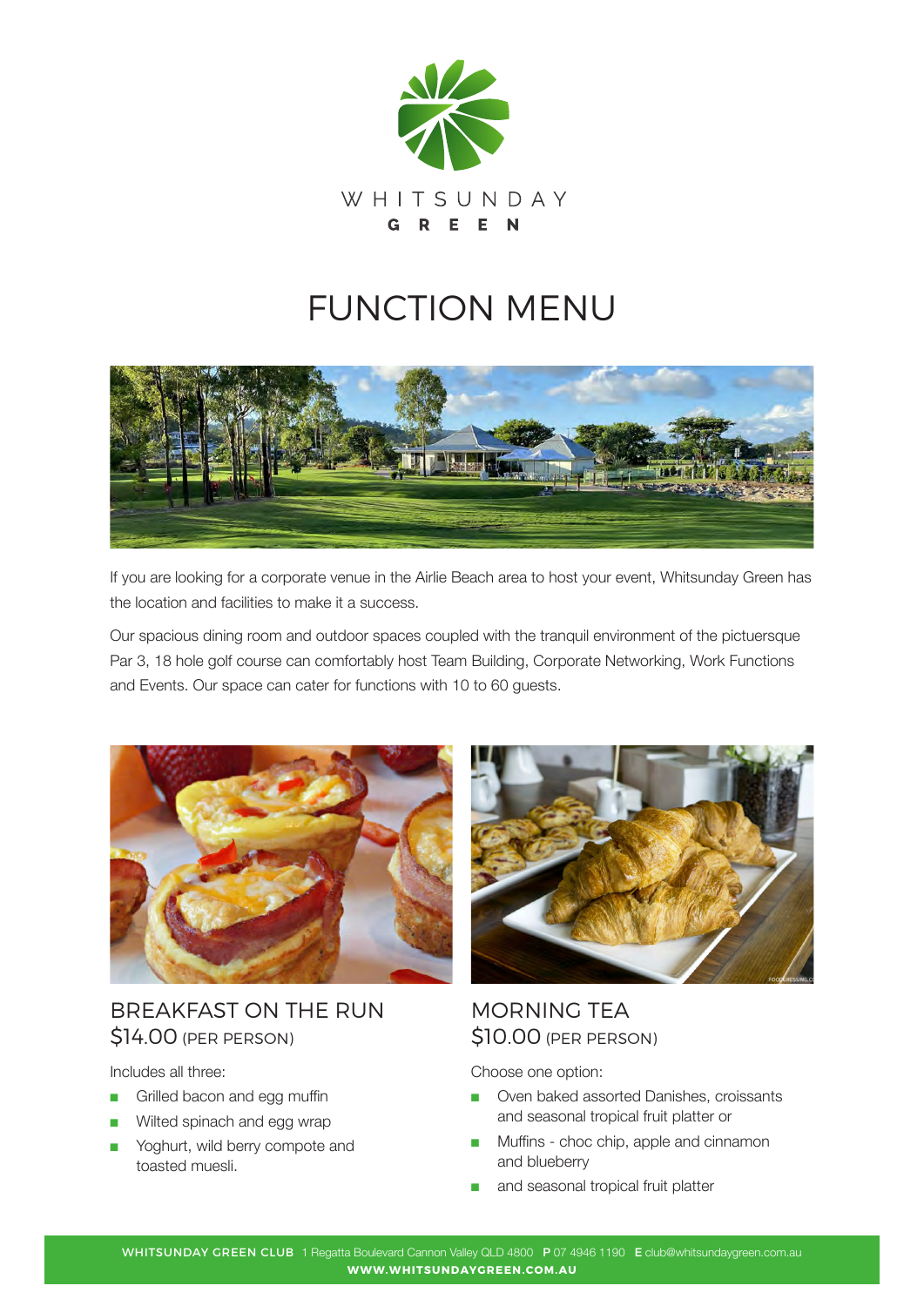WHITSUNDAY GREEN

# FUNCTION MENU

If you are looking for a corporate venue in the Airlie Beach area to host your event, Whitsunday Green has the location and facilities to make it a success.

Our spacious dining room and outdoor spaces coupled with the tranquil environment of the pictuersque Par 3, 18 hole golf course can comfortably host Team Building, Corporate Networking, Work Functions and Events. Our space can cater for functions with 10 to 60 guests.

## BREAKFAST ON THE RUN
$14.00 (PER PERSON)

Includes all three:

- Grilled bacon and egg muffin
- Wilted spinach and egg wrap
- Yoghurt, wild berry compote and toasted muesli.

## MORNING TEA
$10.00 (PER PERSON)

Choose one option:

- Oven baked assorted Danishes, croissants and seasonal tropical fruit platter or
- Muffins - choc chip, apple and cinnamon and blueberry
- and seasonal tropical fruit platter

**WHITSUNDAY GREEN CLUB** 1 Regatta Boulevard Cannon Valley QLD 4800 **P** 07 4946 1190 **E** club@whitsundaygreen.com.au
**WWW.WHITSUNDAYGREEN.COM.AU**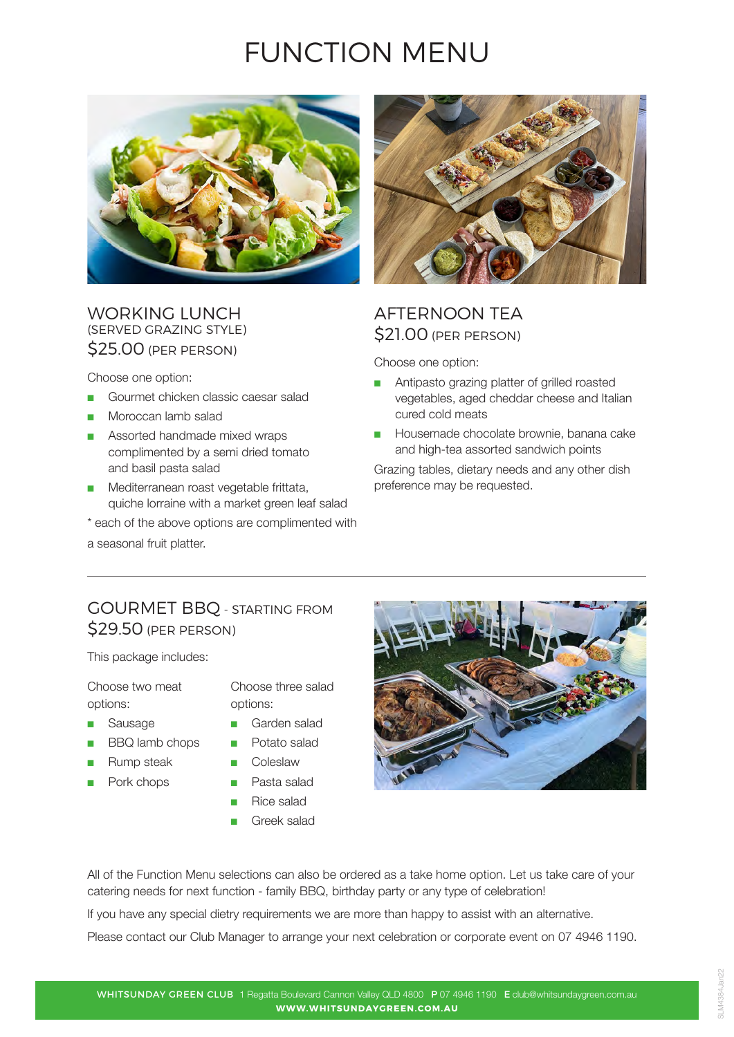# FUNCTION MENU

## WORKING LUNCH

(SERVED GRAZING STYLE)

$25.00 (PER PERSON)

Choose one option:

- Gourmet chicken classic caesar salad
- Moroccan lamb salad
- Assorted handmade mixed wraps complimented by a semi dried tomato and basil pasta salad
- Mediterranean roast vegetable frittata, quiche lorraine with a market green leaf salad

* each of the above options are complimented with a seasonal fruit platter.

## AFTERNOON TEA

$21.00 (PER PERSON)

Choose one option:

- Antipasto grazing platter of grilled roasted vegetables, aged cheddar cheese and Italian cured cold meats
- Housemade chocolate brownie, banana cake and high-tea assorted sandwich points

Grazing tables, dietary needs and any other dish preference may be requested.

---

## GOURMET BBQ - STARTING FROM $29.50 (PER PERSON)

This package includes:

Choose two meat options:

- Sausage
- BBQ lamb chops
- Rump steak
- Pork chops

Choose three salad options:

- Garden salad
- Potato salad
- Coleslaw
- Pasta salad
- Rice salad
- Greek salad

All of the Function Menu selections can also be ordered as a take home option. Let us take care of your catering needs for next function - family BBQ, birthday party or any type of celebration!

If you have any special dietry requirements we are more than happy to assist with an alternative.

Please contact our Club Manager to arrange your next celebration or corporate event on 07 4946 1190.

**WHITSUNDAY GREEN CLUB** 1 Regatta Boulevard Cannon Valley QLD 4800 **P** 07 4946 1190 **E** club@whitsundaygreen.com.au

**WWW.WHITSUNDAYGREEN.COM.AU**